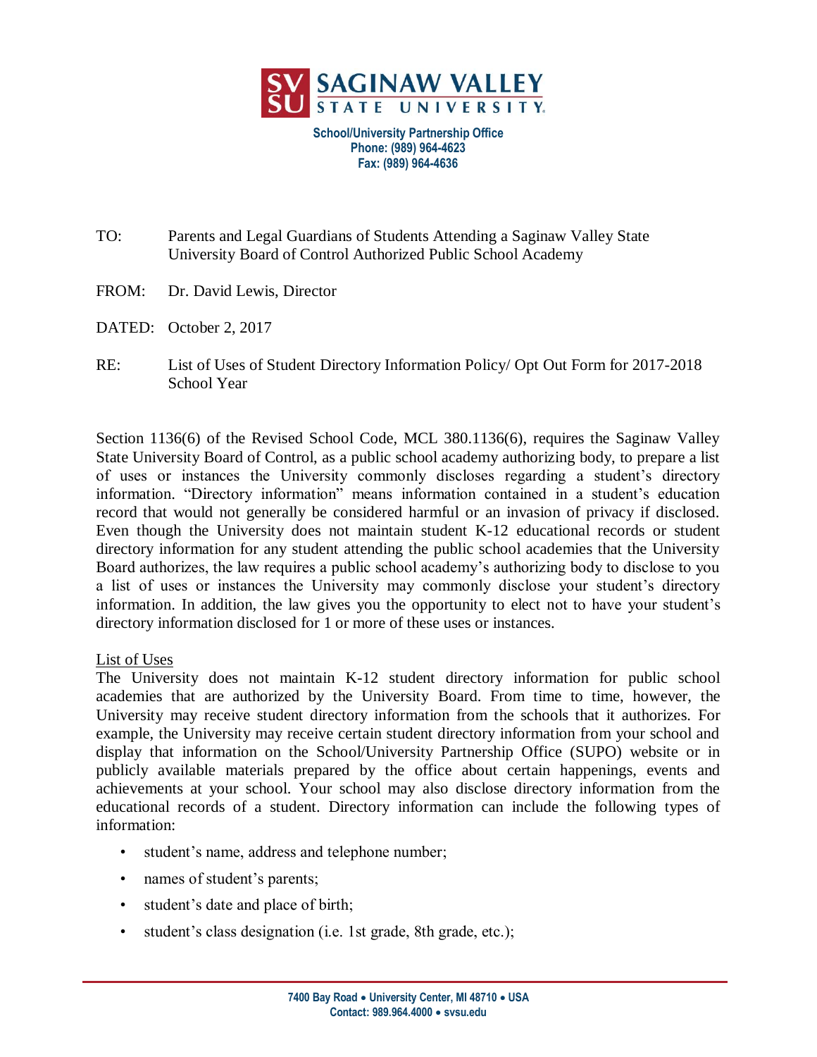# SAGINAW VALLEY STATE UNIVERSITY

**School/University Partnership Office**
**Phone: (989) 964-4623**
**Fax: (989) 964-4636**

TO: Parents and Legal Guardians of Students Attending a Saginaw Valley State University Board of Control Authorized Public School Academy

FROM: Dr. David Lewis, Director

DATED: October 2, 2017

RE: List of Uses of Student Directory Information Policy/ Opt Out Form for 2017-2018 School Year

Section 1136(6) of the Revised School Code, MCL 380.1136(6), requires the Saginaw Valley State University Board of Control, as a public school academy authorizing body, to prepare a list of uses or instances the University commonly discloses regarding a student's directory information. "Directory information" means information contained in a student's education record that would not generally be considered harmful or an invasion of privacy if disclosed. Even though the University does not maintain student K-12 educational records or student directory information for any student attending the public school academies that the University Board authorizes, the law requires a public school academy's authorizing body to disclose to you a list of uses or instances the University may commonly disclose your student's directory information. In addition, the law gives you the opportunity to elect not to have your student's directory information disclosed for 1 or more of these uses or instances.

List of Uses

The University does not maintain K-12 student directory information for public school academies that are authorized by the University Board. From time to time, however, the University may receive student directory information from the schools that it authorizes. For example, the University may receive certain student directory information from your school and display that information on the School/University Partnership Office (SUPO) website or in publicly available materials prepared by the office about certain happenings, events and achievements at your school. Your school may also disclose directory information from the educational records of a student. Directory information can include the following types of information:

- student's name, address and telephone number;
- names of student's parents;
- student's date and place of birth;
- student's class designation (i.e. 1st grade, 8th grade, etc.);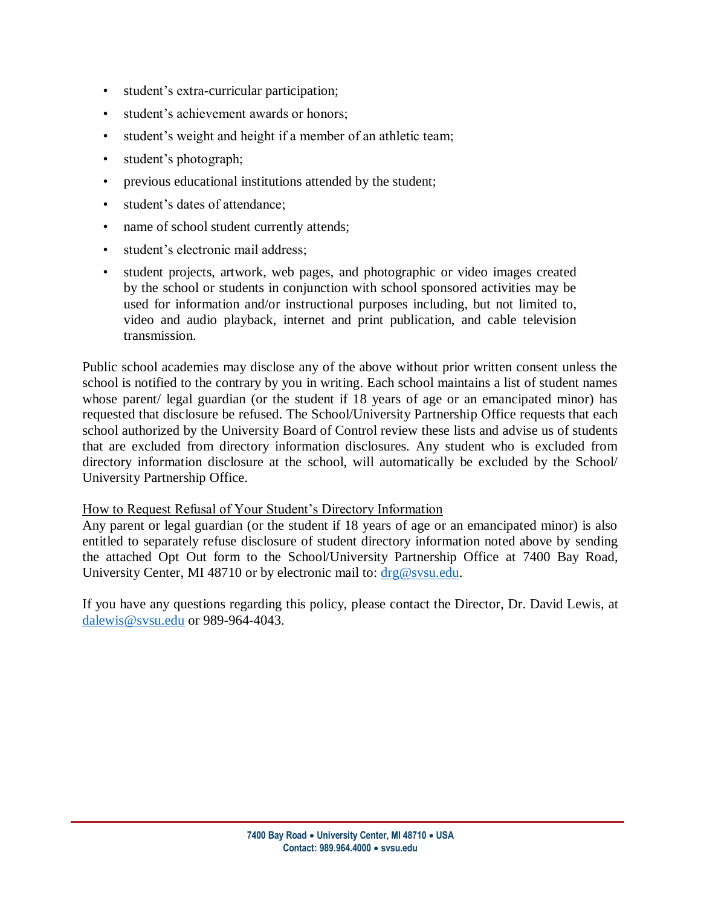- student's extra-curricular participation;
- student's achievement awards or honors;
- student's weight and height if a member of an athletic team;
- student's photograph;
- previous educational institutions attended by the student;
- student's dates of attendance;
- name of school student currently attends;
- student's electronic mail address;
- student projects, artwork, web pages, and photographic or video images created by the school or students in conjunction with school sponsored activities may be used for information and/or instructional purposes including, but not limited to, video and audio playback, internet and print publication, and cable television transmission.

Public school academies may disclose any of the above without prior written consent unless the school is notified to the contrary by you in writing. Each school maintains a list of student names whose parent/ legal guardian (or the student if 18 years of age or an emancipated minor) has requested that disclosure be refused. The School/University Partnership Office requests that each school authorized by the University Board of Control review these lists and advise us of students that are excluded from directory information disclosures. Any student who is excluded from directory information disclosure at the school, will automatically be excluded by the School/ University Partnership Office.

<u>How to Request Refusal of Your Student's Directory Information</u>

Any parent or legal guardian (or the student if 18 years of age or an emancipated minor) is also entitled to separately refuse disclosure of student directory information noted above by sending the attached Opt Out form to the School/University Partnership Office at 7400 Bay Road, University Center, MI 48710 or by electronic mail to: drg@svsu.edu.

If you have any questions regarding this policy, please contact the Director, Dr. David Lewis, at dalewis@svsu.edu or 989-964-4043.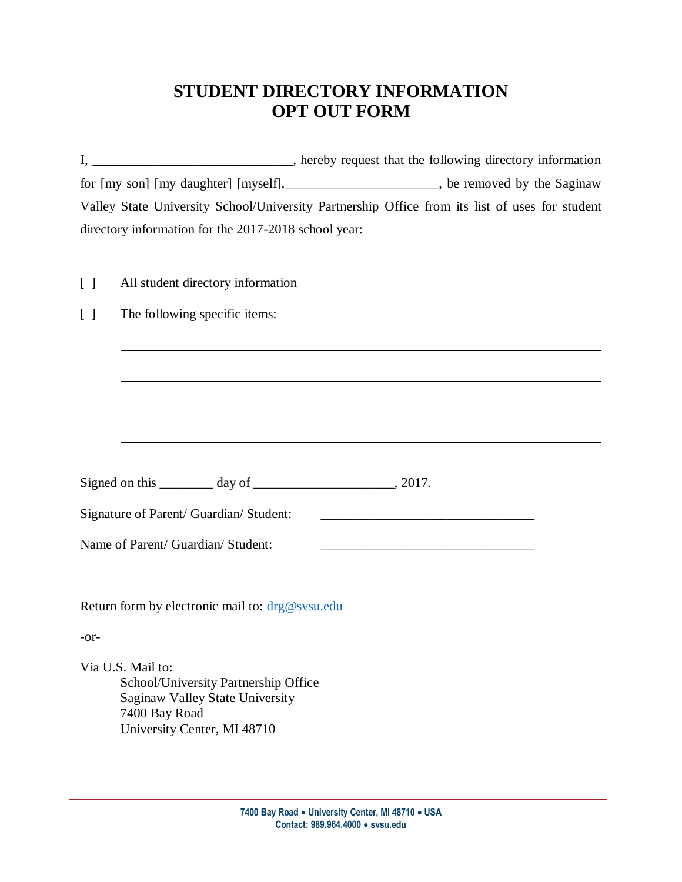# STUDENT DIRECTORY INFORMATION OPT OUT FORM

I, ______________________________, hereby request that the following directory information for [my son] [my daughter] [myself],_______________________, be removed by the Saginaw Valley State University School/University Partnership Office from its list of uses for student directory information for the 2017-2018 school year:

[ ] All student directory information

[ ] The following specific items:

______________________________________________________________________

______________________________________________________________________

______________________________________________________________________

______________________________________________________________________

Signed on this ________ day of _____________________, 2017.

Signature of Parent/ Guardian/ Student: ________________________________

Name of Parent/ Guardian/ Student: ________________________________

Return form by electronic mail to: drg@svsu.edu

-or-

Via U.S. Mail to:
School/University Partnership Office
Saginaw Valley State University
7400 Bay Road
University Center, MI 48710

**7400 Bay Road • University Center, MI 48710 • USA**
**Contact: 989.964.4000 • svsu.edu**